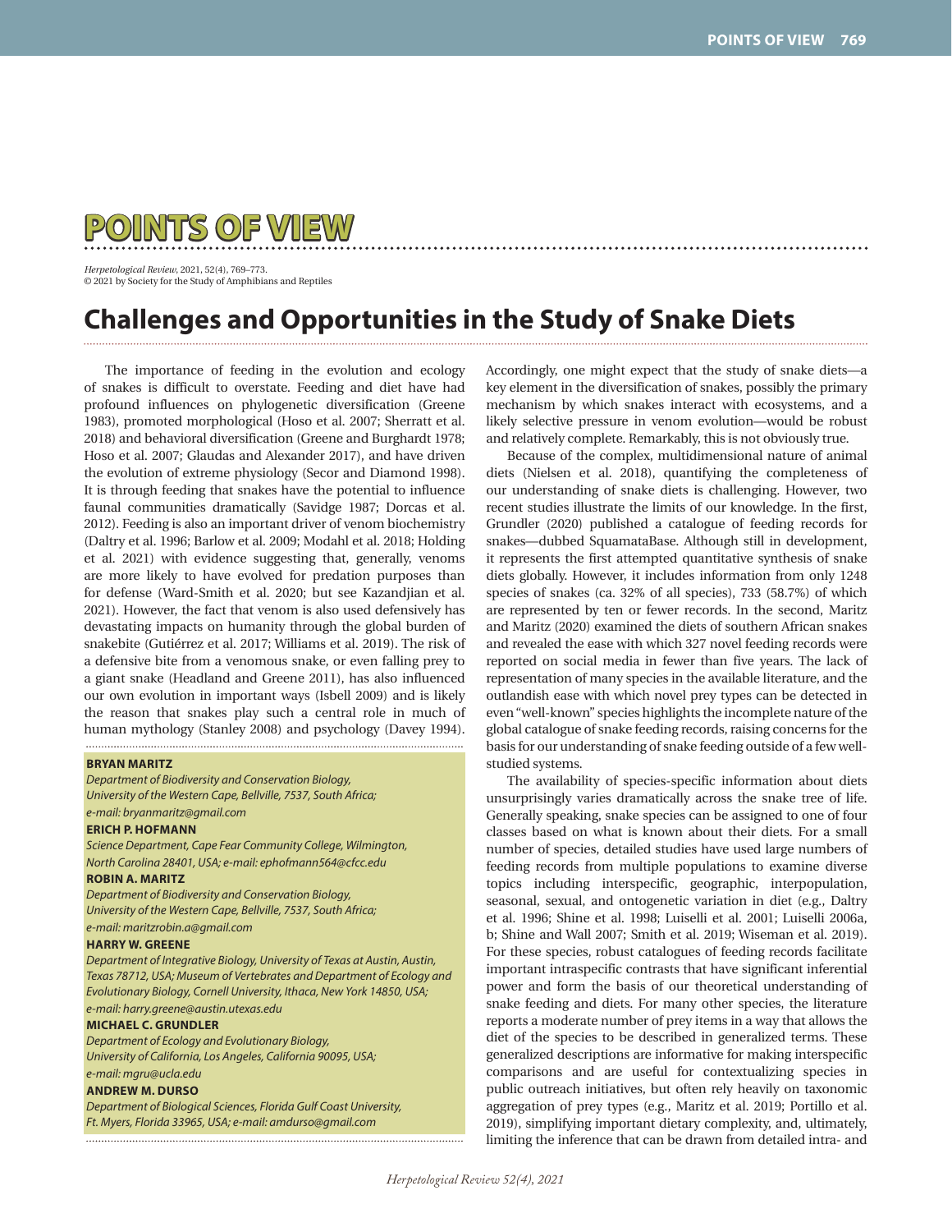# POINTS OF VIEW

*Herpetological Review*, 2021, 52(4), 769–773.
© 2021 by Society for the Study of Amphibians and Reptiles

## Challenges and Opportunities in the Study of Snake Diets

The importance of feeding in the evolution and ecology of snakes is difficult to overstate. Feeding and diet have had profound influences on phylogenetic diversification (Greene 1983), promoted morphological (Hoso et al. 2007; Sherratt et al. 2018) and behavioral diversification (Greene and Burghardt 1978; Hoso et al. 2007; Glaudas and Alexander 2017), and have driven the evolution of extreme physiology (Secor and Diamond 1998). It is through feeding that snakes have the potential to influence faunal communities dramatically (Savidge 1987; Dorcas et al. 2012). Feeding is also an important driver of venom biochemistry (Daltry et al. 1996; Barlow et al. 2009; Modahl et al. 2018; Holding et al. 2021) with evidence suggesting that, generally, venoms are more likely to have evolved for predation purposes than for defense (Ward-Smith et al. 2020; but see Kazandjian et al. 2021). However, the fact that venom is also used defensively has devastating impacts on humanity through the global burden of snakebite (Gutiérrez et al. 2017; Williams et al. 2019). The risk of a defensive bite from a venomous snake, or even falling prey to a giant snake (Headland and Greene 2011), has also influenced our own evolution in important ways (Isbell 2009) and is likely the reason that snakes play such a central role in much of human mythology (Stanley 2008) and psychology (Davey 1994). Accordingly, one might expect that the study of snake diets—a key element in the diversification of snakes, possibly the primary mechanism by which snakes interact with ecosystems, and a likely selective pressure in venom evolution—would be robust and relatively complete. Remarkably, this is not obviously true.

**BRYAN MARITZ**
*Department of Biodiversity and Conservation Biology, University of the Western Cape, Bellville, 7537, South Africa; e-mail: bryanmaritz@gmail.com*
**ERICH P. HOFMANN**
*Science Department, Cape Fear Community College, Wilmington, North Carolina 28401, USA; e-mail: ephofmann564@cfcc.edu*
**ROBIN A. MARITZ**
*Department of Biodiversity and Conservation Biology, University of the Western Cape, Bellville, 7537, South Africa; e-mail: maritzrobin.a@gmail.com*
**HARRY W. GREENE**
*Department of Integrative Biology, University of Texas at Austin, Austin, Texas 78712, USA; Museum of Vertebrates and Department of Ecology and Evolutionary Biology, Cornell University, Ithaca, New York 14850, USA; e-mail: harry.greene@austin.utexas.edu*
**MICHAEL C. GRUNDLER**
*Department of Ecology and Evolutionary Biology, University of California, Los Angeles, California 90095, USA; e-mail: mgru@ucla.edu*
**ANDREW M. DURSO**
*Department of Biological Sciences, Florida Gulf Coast University, Ft. Myers, Florida 33965, USA; e-mail: amdurso@gmail.com*

Because of the complex, multidimensional nature of animal diets (Nielsen et al. 2018), quantifying the completeness of our understanding of snake diets is challenging. However, two recent studies illustrate the limits of our knowledge. In the first, Grundler (2020) published a catalogue of feeding records for snakes—dubbed SquamataBase. Although still in development, it represents the first attempted quantitative synthesis of snake diets globally. However, it includes information from only 1248 species of snakes (ca. 32% of all species), 733 (58.7%) of which are represented by ten or fewer records. In the second, Maritz and Maritz (2020) examined the diets of southern African snakes and revealed the ease with which 327 novel feeding records were reported on social media in fewer than five years. The lack of representation of many species in the available literature, and the outlandish ease with which novel prey types can be detected in even "well-known" species highlights the incomplete nature of the global catalogue of snake feeding records, raising concerns for the basis for our understanding of snake feeding outside of a few well-studied systems.

The availability of species-specific information about diets unsurprisingly varies dramatically across the snake tree of life. Generally speaking, snake species can be assigned to one of four classes based on what is known about their diets. For a small number of species, detailed studies have used large numbers of feeding records from multiple populations to examine diverse topics including interspecific, geographic, interpopulation, seasonal, sexual, and ontogenetic variation in diet (e.g., Daltry et al. 1996; Shine et al. 1998; Luiselli et al. 2001; Luiselli 2006a, b; Shine and Wall 2007; Smith et al. 2019; Wiseman et al. 2019). For these species, robust catalogues of feeding records facilitate important intraspecific contrasts that have significant inferential power and form the basis of our theoretical understanding of snake feeding and diets. For many other species, the literature reports a moderate number of prey items in a way that allows the diet of the species to be described in generalized terms. These generalized descriptions are informative for making interspecific comparisons and are useful for contextualizing species in public outreach initiatives, but often rely heavily on taxonomic aggregation of prey types (e.g., Maritz et al. 2019; Portillo et al. 2019), simplifying important dietary complexity, and, ultimately, limiting the inference that can be drawn from detailed intra- and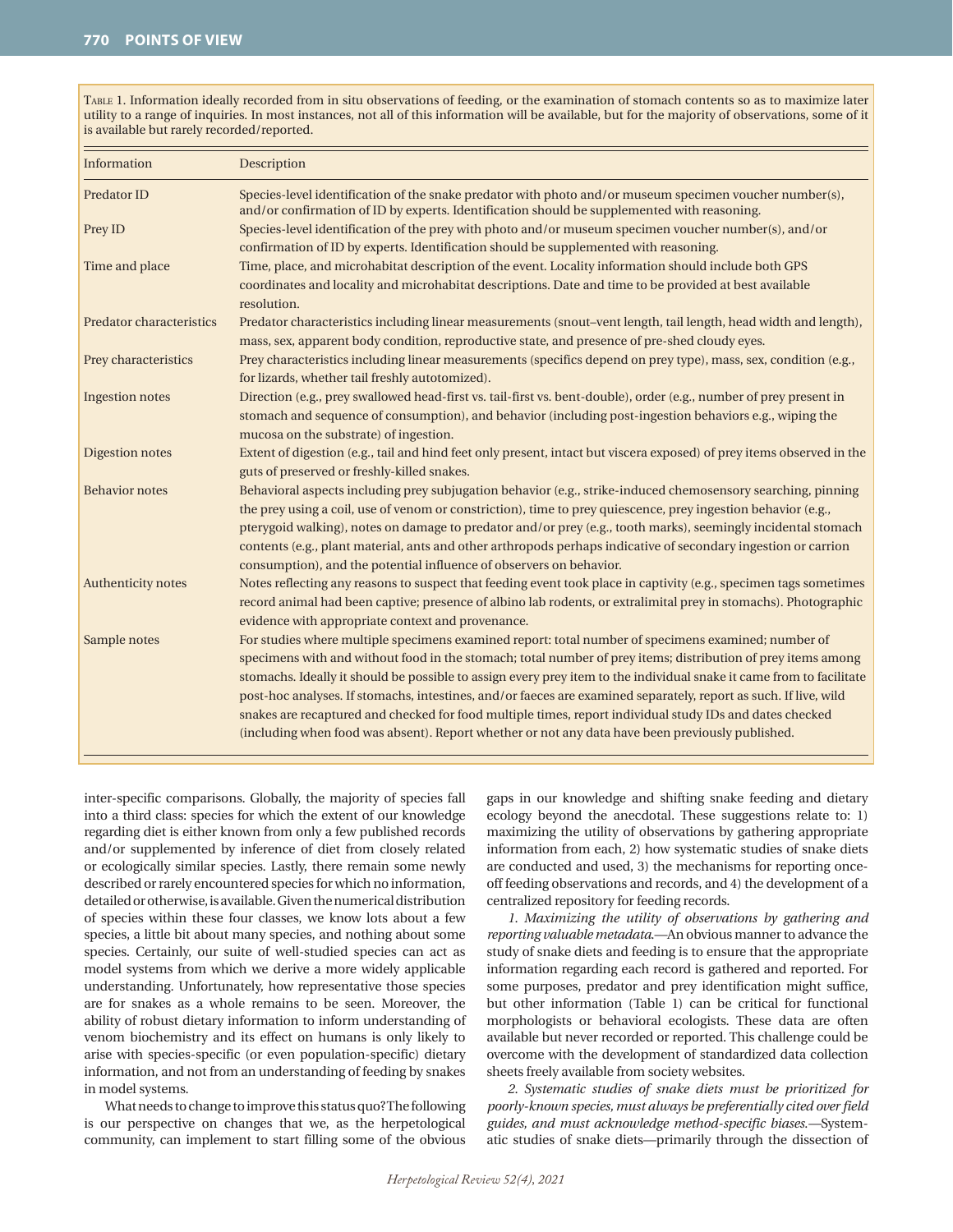Table 1. Information ideally recorded from in situ observations of feeding, or the examination of stomach contents so as to maximize later utility to a range of inquiries. In most instances, not all of this information will be available, but for the majority of observations, some of it is available but rarely recorded/reported.

| Information | Description |
|---|---|
| Predator ID | Species-level identification of the snake predator with photo and/or museum specimen voucher number(s), and/or confirmation of ID by experts. Identification should be supplemented with reasoning. |
| Prey ID | Species-level identification of the prey with photo and/or museum specimen voucher number(s), and/or confirmation of ID by experts. Identification should be supplemented with reasoning. |
| Time and place | Time, place, and microhabitat description of the event. Locality information should include both GPS coordinates and locality and microhabitat descriptions. Date and time to be provided at best available resolution. |
| Predator characteristics | Predator characteristics including linear measurements (snout–vent length, tail length, head width and length), mass, sex, apparent body condition, reproductive state, and presence of pre-shed cloudy eyes. |
| Prey characteristics | Prey characteristics including linear measurements (specifics depend on prey type), mass, sex, condition (e.g., for lizards, whether tail freshly autotomized). |
| Ingestion notes | Direction (e.g., prey swallowed head-first vs. tail-first vs. bent-double), order (e.g., number of prey present in stomach and sequence of consumption), and behavior (including post-ingestion behaviors e.g., wiping the mucosa on the substrate) of ingestion. |
| Digestion notes | Extent of digestion (e.g., tail and hind feet only present, intact but viscera exposed) of prey items observed in the guts of preserved or freshly-killed snakes. |
| Behavior notes | Behavioral aspects including prey subjugation behavior (e.g., strike-induced chemosensory searching, pinning the prey using a coil, use of venom or constriction), time to prey quiescence, prey ingestion behavior (e.g., pterygoid walking), notes on damage to predator and/or prey (e.g., tooth marks), seemingly incidental stomach contents (e.g., plant material, ants and other arthropods perhaps indicative of secondary ingestion or carrion consumption), and the potential influence of observers on behavior. |
| Authenticity notes | Notes reflecting any reasons to suspect that feeding event took place in captivity (e.g., specimen tags sometimes record animal had been captive; presence of albino lab rodents, or extralimital prey in stomachs). Photographic evidence with appropriate context and provenance. |
| Sample notes | For studies where multiple specimens examined report: total number of specimens examined; number of specimens with and without food in the stomach; total number of prey items; distribution of prey items among stomachs. Ideally it should be possible to assign every prey item to the individual snake it came from to facilitate post-hoc analyses. If stomachs, intestines, and/or faeces are examined separately, report as such. If live, wild snakes are recaptured and checked for food multiple times, report individual study IDs and dates checked (including when food was absent). Report whether or not any data have been previously published. |

inter-specific comparisons. Globally, the majority of species fall into a third class: species for which the extent of our knowledge regarding diet is either known from only a few published records and/or supplemented by inference of diet from closely related or ecologically similar species. Lastly, there remain some newly described or rarely encountered species for which no information, detailed or otherwise, is available. Given the numerical distribution of species within these four classes, we know lots about a few species, a little bit about many species, and nothing about some species. Certainly, our suite of well-studied species can act as model systems from which we derive a more widely applicable understanding. Unfortunately, how representative those species are for snakes as a whole remains to be seen. Moreover, the ability of robust dietary information to inform understanding of venom biochemistry and its effect on humans is only likely to arise with species-specific (or even population-specific) dietary information, and not from an understanding of feeding by snakes in model systems.

What needs to change to improve this status quo? The following is our perspective on changes that we, as the herpetological community, can implement to start filling some of the obvious gaps in our knowledge and shifting snake feeding and dietary ecology beyond the anecdotal. These suggestions relate to: 1) maximizing the utility of observations by gathering appropriate information from each, 2) how systematic studies of snake diets are conducted and used, 3) the mechanisms for reporting once-off feeding observations and records, and 4) the development of a centralized repository for feeding records.

*1. Maximizing the utility of observations by gathering and reporting valuable metadata.*—An obvious manner to advance the study of snake diets and feeding is to ensure that the appropriate information regarding each record is gathered and reported. For some purposes, predator and prey identification might suffice, but other information (Table 1) can be critical for functional morphologists or behavioral ecologists. These data are often available but never recorded or reported. This challenge could be overcome with the development of standardized data collection sheets freely available from society websites.

*2. Systematic studies of snake diets must be prioritized for poorly-known species, must always be preferentially cited over field guides, and must acknowledge method-specific biases.*—Systematic studies of snake diets—primarily through the dissection of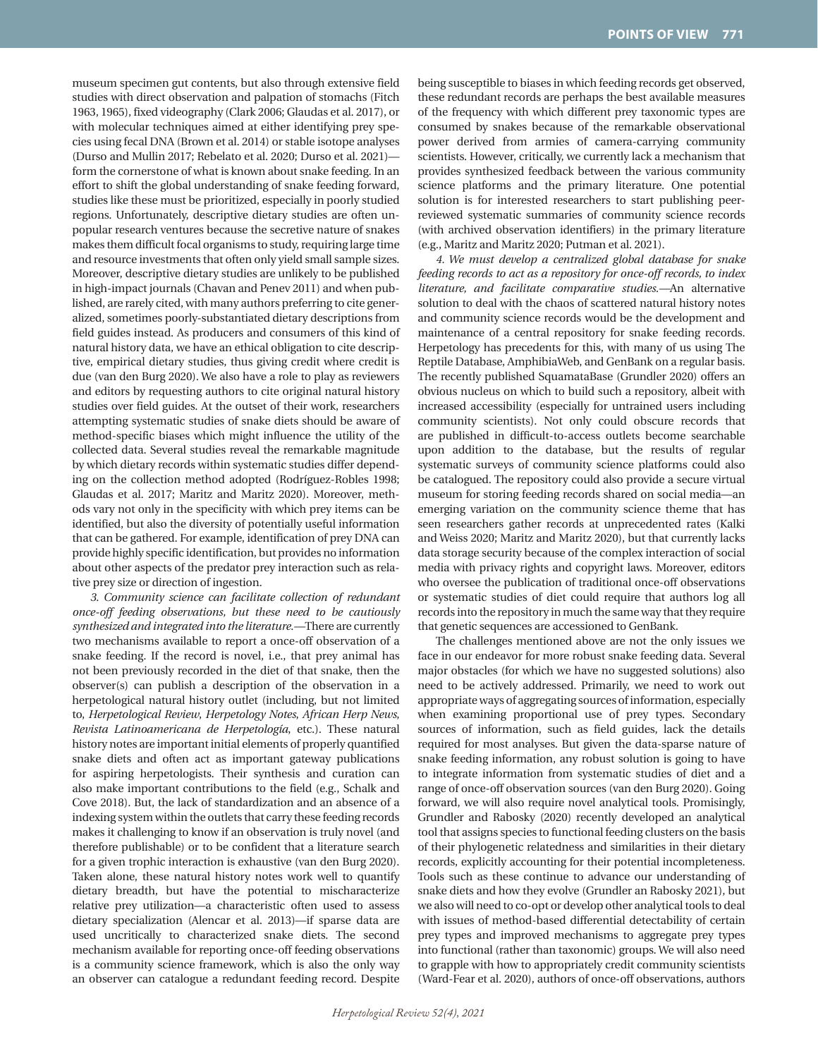museum specimen gut contents, but also through extensive field studies with direct observation and palpation of stomachs (Fitch 1963, 1965), fixed videography (Clark 2006; Glaudas et al. 2017), or with molecular techniques aimed at either identifying prey species using fecal DNA (Brown et al. 2014) or stable isotope analyses (Durso and Mullin 2017; Rebelato et al. 2020; Durso et al. 2021)—form the cornerstone of what is known about snake feeding. In an effort to shift the global understanding of snake feeding forward, studies like these must be prioritized, especially in poorly studied regions. Unfortunately, descriptive dietary studies are often unpopular research ventures because the secretive nature of snakes makes them difficult focal organisms to study, requiring large time and resource investments that often only yield small sample sizes. Moreover, descriptive dietary studies are unlikely to be published in high-impact journals (Chavan and Penev 2011) and when published, are rarely cited, with many authors preferring to cite generalized, sometimes poorly-substantiated dietary descriptions from field guides instead. As producers and consumers of this kind of natural history data, we have an ethical obligation to cite descriptive, empirical dietary studies, thus giving credit where credit is due (van den Burg 2020). We also have a role to play as reviewers and editors by requesting authors to cite original natural history studies over field guides. At the outset of their work, researchers attempting systematic studies of snake diets should be aware of method-specific biases which might influence the utility of the collected data. Several studies reveal the remarkable magnitude by which dietary records within systematic studies differ depending on the collection method adopted (Rodríguez-Robles 1998; Glaudas et al. 2017; Maritz and Maritz 2020). Moreover, methods vary not only in the specificity with which prey items can be identified, but also the diversity of potentially useful information that can be gathered. For example, identification of prey DNA can provide highly specific identification, but provides no information about other aspects of the predator prey interaction such as relative prey size or direction of ingestion.

*3. Community science can facilitate collection of redundant once-off feeding observations, but these need to be cautiously synthesized and integrated into the literature.*—There are currently two mechanisms available to report a once-off observation of a snake feeding. If the record is novel, i.e., that prey animal has not been previously recorded in the diet of that snake, then the observer(s) can publish a description of the observation in a herpetological natural history outlet (including, but not limited to, *Herpetological Review*, *Herpetology Notes*, *African Herp News*, *Revista Latinoamericana de Herpetología*, etc.). These natural history notes are important initial elements of properly quantified snake diets and often act as important gateway publications for aspiring herpetologists. Their synthesis and curation can also make important contributions to the field (e.g., Schalk and Cove 2018). But, the lack of standardization and an absence of a indexing system within the outlets that carry these feeding records makes it challenging to know if an observation is truly novel (and therefore publishable) or to be confident that a literature search for a given trophic interaction is exhaustive (van den Burg 2020). Taken alone, these natural history notes work well to quantify dietary breadth, but have the potential to mischaracterize relative prey utilization—a characteristic often used to assess dietary specialization (Alencar et al. 2013)—if sparse data are used uncritically to characterized snake diets. The second mechanism available for reporting once-off feeding observations is a community science framework, which is also the only way an observer can catalogue a redundant feeding record. Despite being susceptible to biases in which feeding records get observed, these redundant records are perhaps the best available measures of the frequency with which different prey taxonomic types are consumed by snakes because of the remarkable observational power derived from armies of camera-carrying community scientists. However, critically, we currently lack a mechanism that provides synthesized feedback between the various community science platforms and the primary literature. One potential solution is for interested researchers to start publishing peer-reviewed systematic summaries of community science records (with archived observation identifiers) in the primary literature (e.g., Maritz and Maritz 2020; Putman et al. 2021).

*4. We must develop a centralized global database for snake feeding records to act as a repository for once-off records, to index literature, and facilitate comparative studies.*—An alternative solution to deal with the chaos of scattered natural history notes and community science records would be the development and maintenance of a central repository for snake feeding records. Herpetology has precedents for this, with many of us using The Reptile Database, AmphibiaWeb, and GenBank on a regular basis. The recently published SquamataBase (Grundler 2020) offers an obvious nucleus on which to build such a repository, albeit with increased accessibility (especially for untrained users including community scientists). Not only could obscure records that are published in difficult-to-access outlets become searchable upon addition to the database, but the results of regular systematic surveys of community science platforms could also be catalogued. The repository could also provide a secure virtual museum for storing feeding records shared on social media—an emerging variation on the community science theme that has seen researchers gather records at unprecedented rates (Kalki and Weiss 2020; Maritz and Maritz 2020), but that currently lacks data storage security because of the complex interaction of social media with privacy rights and copyright laws. Moreover, editors who oversee the publication of traditional once-off observations or systematic studies of diet could require that authors log all records into the repository in much the same way that they require that genetic sequences are accessioned to GenBank.

The challenges mentioned above are not the only issues we face in our endeavor for more robust snake feeding data. Several major obstacles (for which we have no suggested solutions) also need to be actively addressed. Primarily, we need to work out appropriate ways of aggregating sources of information, especially when examining proportional use of prey types. Secondary sources of information, such as field guides, lack the details required for most analyses. But given the data-sparse nature of snake feeding information, any robust solution is going to have to integrate information from systematic studies of diet and a range of once-off observation sources (van den Burg 2020). Going forward, we will also require novel analytical tools. Promisingly, Grundler and Rabosky (2020) recently developed an analytical tool that assigns species to functional feeding clusters on the basis of their phylogenetic relatedness and similarities in their dietary records, explicitly accounting for their potential incompleteness. Tools such as these continue to advance our understanding of snake diets and how they evolve (Grundler an Rabosky 2021), but we also will need to co-opt or develop other analytical tools to deal with issues of method-based differential detectability of certain prey types and improved mechanisms to aggregate prey types into functional (rather than taxonomic) groups. We will also need to grapple with how to appropriately credit community scientists (Ward-Fear et al. 2020), authors of once-off observations, authors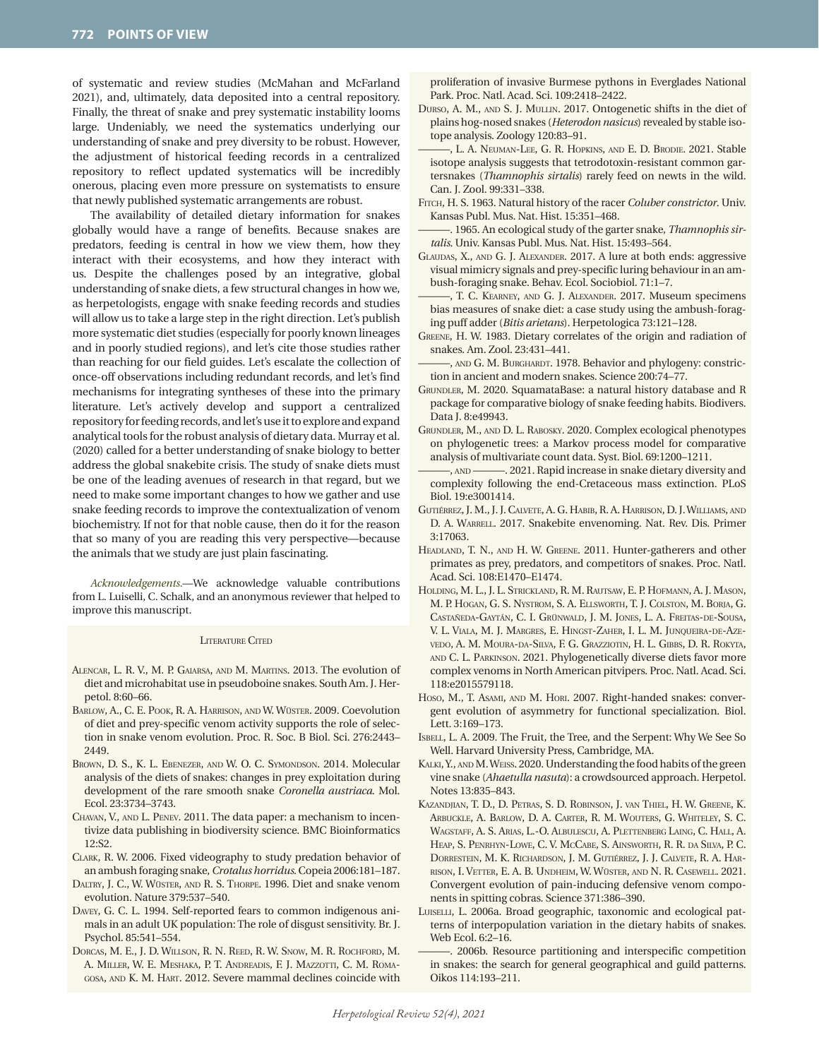of systematic and review studies (McMahan and McFarland 2021), and, ultimately, data deposited into a central repository. Finally, the threat of snake and prey systematic instability looms large. Undeniably, we need the systematics underlying our understanding of snake and prey diversity to be robust. However, the adjustment of historical feeding records in a centralized repository to reflect updated systematics will be incredibly onerous, placing even more pressure on systematists to ensure that newly published systematic arrangements are robust.

The availability of detailed dietary information for snakes globally would have a range of benefits. Because snakes are predators, feeding is central in how we view them, how they interact with their ecosystems, and how they interact with us. Despite the challenges posed by an integrative, global understanding of snake diets, a few structural changes in how we, as herpetologists, engage with snake feeding records and studies will allow us to take a large step in the right direction. Let's publish more systematic diet studies (especially for poorly known lineages and in poorly studied regions), and let's cite those studies rather than reaching for our field guides. Let's escalate the collection of once-off observations including redundant records, and let's find mechanisms for integrating syntheses of these into the primary literature. Let's actively develop and support a centralized repository for feeding records, and let's use it to explore and expand analytical tools for the robust analysis of dietary data. Murray et al. (2020) called for a better understanding of snake biology to better address the global snakebite crisis. The study of snake diets must be one of the leading avenues of research in that regard, but we need to make some important changes to how we gather and use snake feeding records to improve the contextualization of venom biochemistry. If not for that noble cause, then do it for the reason that so many of you are reading this very perspective—because the animals that we study are just plain fascinating.

*Acknowledgements.*—We acknowledge valuable contributions from L. Luiselli, C. Schalk, and an anonymous reviewer that helped to improve this manuscript.

## Literature Cited

Alencar, L. R. V., M. P. Gaiarsa, and M. Martins. 2013. The evolution of diet and microhabitat use in pseudoboine snakes. South Am. J. Herpetol. 8:60–66.

Barlow, A., C. E. Pook, R. A. Harrison, and W. Wüster. 2009. Coevolution of diet and prey-specific venom activity supports the role of selection in snake venom evolution. Proc. R. Soc. B Biol. Sci. 276:2443–2449.

Brown, D. S., K. L. Ebenezer, and W. O. C. Symondson. 2014. Molecular analysis of the diets of snakes: changes in prey exploitation during development of the rare smooth snake *Coronella austriaca*. Mol. Ecol. 23:3734–3743.

Chavan, V., and L. Penev. 2011. The data paper: a mechanism to incentivize data publishing in biodiversity science. BMC Bioinformatics 12:S2.

Clark, R. W. 2006. Fixed videography to study predation behavior of an ambush foraging snake, *Crotalus horridus*. Copeia 2006:181–187.

Daltry, J. C., W. Wüster, and R. S. Thorpe. 1996. Diet and snake venom evolution. Nature 379:537–540.

Davey, G. C. L. 1994. Self-reported fears to common indigenous animals in an adult UK population: The role of disgust sensitivity. Br. J. Psychol. 85:541–554.

Dorcas, M. E., J. D. Willson, R. N. Reed, R. W. Snow, M. R. Rochford, M. A. Miller, W. E. Meshaka, P. T. Andreadis, F. J. Mazzotti, C. M. Romagosa, and K. M. Hart. 2012. Severe mammal declines coincide with proliferation of invasive Burmese pythons in Everglades National Park. Proc. Natl. Acad. Sci. 109:2418–2422.

Durso, A. M., and S. J. Mullin. 2017. Ontogenetic shifts in the diet of plains hog-nosed snakes (*Heterodon nasicus*) revealed by stable isotope analysis. Zoology 120:83–91.

———, L. A. Neuman-Lee, G. R. Hopkins, and E. D. Brodie. 2021. Stable isotope analysis suggests that tetrodotoxin-resistant common gartersnakes (*Thamnophis sirtalis*) rarely feed on newts in the wild. Can. J. Zool. 99:331–338.

Fitch, H. S. 1963. Natural history of the racer *Coluber constrictor*. Univ. Kansas Publ. Mus. Nat. Hist. 15:351–468.

———. 1965. An ecological study of the garter snake, *Thamnophis sirtalis*. Univ. Kansas Publ. Mus. Nat. Hist. 15:493–564.

Glaudas, X., and G. J. Alexander. 2017. A lure at both ends: aggressive visual mimicry signals and prey-specific luring behaviour in an ambush-foraging snake. Behav. Ecol. Sociobiol. 71:1–7.

———, T. C. Kearney, and G. J. Alexander. 2017. Museum specimens bias measures of snake diet: a case study using the ambush-foraging puff adder (*Bitis arietans*). Herpetologica 73:121–128.

Greene, H. W. 1983. Dietary correlates of the origin and radiation of snakes. Am. Zool. 23:431–441.

———, and G. M. Burghardt. 1978. Behavior and phylogeny: constriction in ancient and modern snakes. Science 200:74–77.

Grundler, M. 2020. SquamataBase: a natural history database and R package for comparative biology of snake feeding habits. Biodivers. Data J. 8:e49943.

Grundler, M., and D. L. Rabosky. 2020. Complex ecological phenotypes on phylogenetic trees: a Markov process model for comparative analysis of multivariate count data. Syst. Biol. 69:1200–1211.

———, and ———. 2021. Rapid increase in snake dietary diversity and complexity following the end-Cretaceous mass extinction. PLoS Biol. 19:e3001414.

Gutiérrez, J. M., J. J. Calvete, A. G. Habib, R. A. Harrison, D. J. Williams, and D. A. Warrell. 2017. Snakebite envenoming. Nat. Rev. Dis. Primer 3:17063.

Headland, T. N., and H. W. Greene. 2011. Hunter-gatherers and other primates as prey, predators, and competitors of snakes. Proc. Natl. Acad. Sci. 108:E1470–E1474.

Holding, M. L., J. L. Strickland, R. M. Rautsaw, E. P. Hofmann, A. J. Mason, M. P. Hogan, G. S. Nystrom, S. A. Ellsworth, T. J. Colston, M. Borja, G. Castañeda-Gaytán, C. I. Grünwald, J. M. Jones, L. A. Freitas-de-Sousa, V. L. Viala, M. J. Margres, E. Hingst-Zaher, I. L. M. Junqueira-de-Azevedo, A. M. Moura-da-Silva, F. G. Grazziotin, H. L. Gibbs, D. R. Rokyta, and C. L. Parkinson. 2021. Phylogenetically diverse diets favor more complex venoms in North American pitvipers. Proc. Natl. Acad. Sci. 118:e2015579118.

Hoso, M., T. Asami, and M. Hori. 2007. Right-handed snakes: convergent evolution of asymmetry for functional specialization. Biol. Lett. 3:169–173.

Isbell, L. A. 2009. The Fruit, the Tree, and the Serpent: Why We See So Well. Harvard University Press, Cambridge, MA.

Kalki, Y., and M. Weiss. 2020. Understanding the food habits of the green vine snake (*Ahaetulla nasuta*): a crowdsourced approach. Herpetol. Notes 13:835–843.

Kazandjian, T. D., D. Petras, S. D. Robinson, J. van Thiel, H. W. Greene, K. Arbuckle, A. Barlow, D. A. Carter, R. M. Wouters, G. Whiteley, S. C. Wagstaff, A. S. Arias, L.-O. Albulescu, A. Plettenberg Laing, C. Hall, A. Heap, S. Penrhyn-Lowe, C. V. McCabe, S. Ainsworth, R. R. da Silva, P. C. Dorrestein, M. K. Richardson, J. M. Gutiérrez, J. J. Calvete, R. A. Harrison, I. Vetter, E. A. B. Undheim, W. Wüster, and N. R. Casewell. 2021. Convergent evolution of pain-inducing defensive venom components in spitting cobras. Science 371:386–390.

Luiselli, L. 2006a. Broad geographic, taxonomic and ecological patterns of interpopulation variation in the dietary habits of snakes. Web Ecol. 6:2–16.

———. 2006b. Resource partitioning and interspecific competition in snakes: the search for general geographical and guild patterns. Oikos 114:193–211.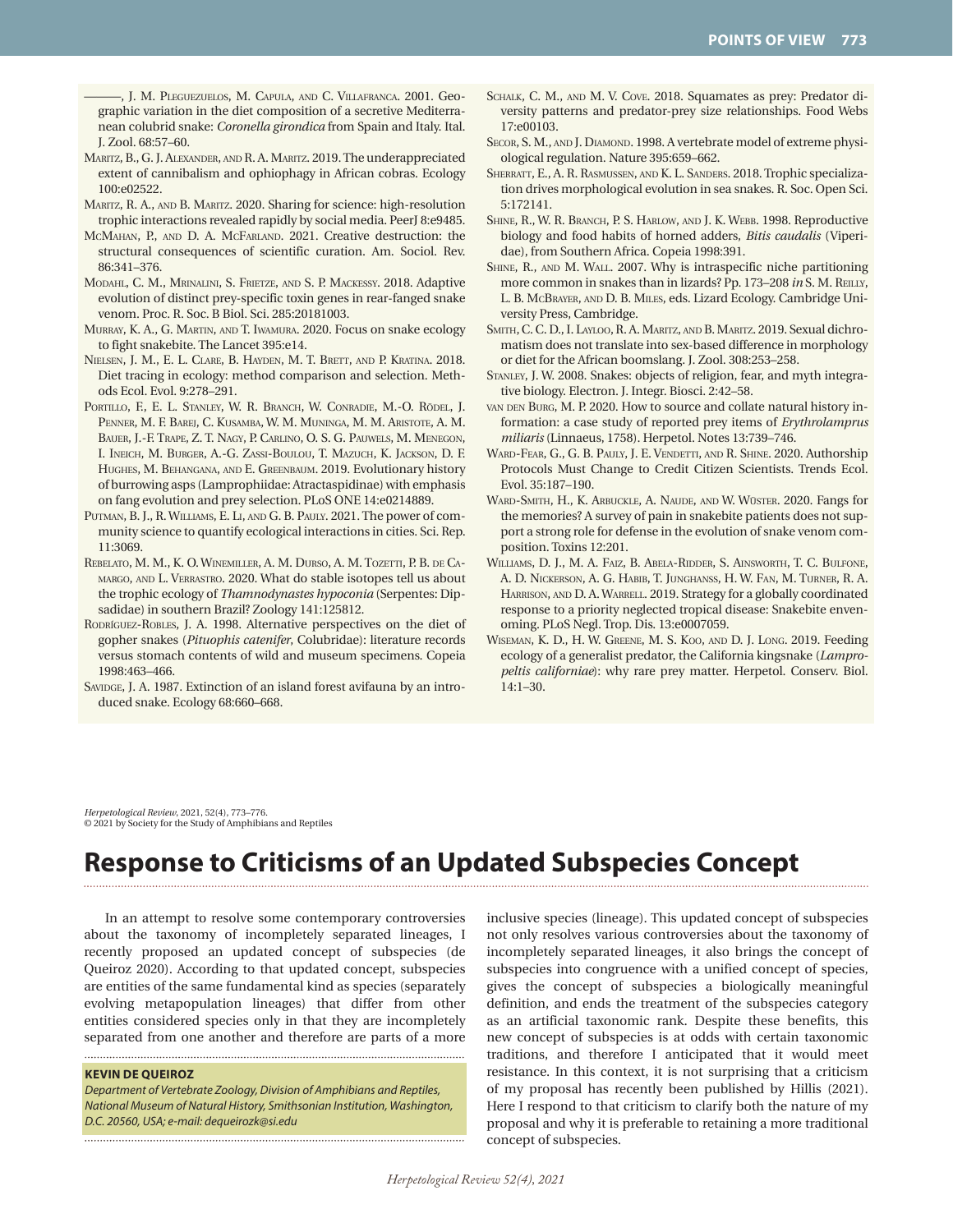———, J. M. Pleguezuelos, M. Capula, and C. Villafranca. 2001. Geographic variation in the diet composition of a secretive Mediterranean colubrid snake: *Coronella girondica* from Spain and Italy. Ital. J. Zool. 68:57–60.

Maritz, B., G. J. Alexander, and R. A. Maritz. 2019. The underappreciated extent of cannibalism and ophiophagy in African cobras. Ecology 100:e02522.

Maritz, R. A., and B. Maritz. 2020. Sharing for science: high-resolution trophic interactions revealed rapidly by social media. PeerJ 8:e9485.

McMahan, P., and D. A. McFarland. 2021. Creative destruction: the structural consequences of scientific curation. Am. Sociol. Rev. 86:341–376.

Modahl, C. M., Mrinalini, S. Frietze, and S. P. Mackessy. 2018. Adaptive evolution of distinct prey-specific toxin genes in rear-fanged snake venom. Proc. R. Soc. B Biol. Sci. 285:20181003.

Murray, K. A., G. Martin, and T. Iwamura. 2020. Focus on snake ecology to fight snakebite. The Lancet 395:e14.

Nielsen, J. M., E. L. Clare, B. Hayden, M. T. Brett, and P. Kratina. 2018. Diet tracing in ecology: method comparison and selection. Methods Ecol. Evol. 9:278–291.

Portillo, F., E. L. Stanley, W. R. Branch, W. Conradie, M.-O. Rödel, J. Penner, M. F. Barej, C. Kusamba, W. M. Muninga, M. M. Aristote, A. M. Bauer, J.-F. Trape, Z. T. Nagy, P. Carlino, O. S. G. Pauwels, M. Menegon, I. Ineich, M. Burger, A.-G. Zassi-Boulou, T. Mazuch, K. Jackson, D. F. Hughes, M. Behangana, and E. Greenbaum. 2019. Evolutionary history of burrowing asps (Lamprophiidae: Atractaspidinae) with emphasis on fang evolution and prey selection. PLoS ONE 14:e0214889.

Putman, B. J., R. Williams, E. Li, and G. B. Pauly. 2021. The power of community science to quantify ecological interactions in cities. Sci. Rep. 11:3069.

Rebelato, M. M., K. O. Winemiller, A. M. Durso, A. M. Tozetti, P. B. de Camargo, and L. Verrastro. 2020. What do stable isotopes tell us about the trophic ecology of *Thamnodynastes hypoconia* (Serpentes: Dipsadidae) in southern Brazil? Zoology 141:125812.

Rodríguez-Robles, J. A. 1998. Alternative perspectives on the diet of gopher snakes (*Pituophis catenifer*, Colubridae): literature records versus stomach contents of wild and museum specimens. Copeia 1998:463–466.

Savidge, J. A. 1987. Extinction of an island forest avifauna by an introduced snake. Ecology 68:660–668.

Schalk, C. M., and M. V. Cove. 2018. Squamates as prey: Predator diversity patterns and predator-prey size relationships. Food Webs 17:e00103.

Secor, S. M., and J. Diamond. 1998. A vertebrate model of extreme physiological regulation. Nature 395:659–662.

Sherratt, E., A. R. Rasmussen, and K. L. Sanders. 2018. Trophic specialization drives morphological evolution in sea snakes. R. Soc. Open Sci. 5:172141.

Shine, R., W. R. Branch, P. S. Harlow, and J. K. Webb. 1998. Reproductive biology and food habits of horned adders, *Bitis caudalis* (Viperidae), from Southern Africa. Copeia 1998:391.

Shine, R., and M. Wall. 2007. Why is intraspecific niche partitioning more common in snakes than in lizards? Pp. 173–208 *in* S. M. Reilly, L. B. McBrayer, and D. B. Miles, eds. Lizard Ecology. Cambridge University Press, Cambridge.

Smith, C. C. D., I. Layloo, R. A. Maritz, and B. Maritz. 2019. Sexual dichromatism does not translate into sex-based difference in morphology or diet for the African boomslang. J. Zool. 308:253–258.

Stanley, J. W. 2008. Snakes: objects of religion, fear, and myth integrative biology. Electron. J. Integr. Biosci. 2:42–58.

van den Burg, M. P. 2020. How to source and collate natural history information: a case study of reported prey items of *Erythrolamprus miliaris* (Linnaeus, 1758). Herpetol. Notes 13:739–746.

Ward-Fear, G., G. B. Pauly, J. E. Vendetti, and R. Shine. 2020. Authorship Protocols Must Change to Credit Citizen Scientists. Trends Ecol. Evol. 35:187–190.

Ward-Smith, H., K. Arbuckle, A. Naude, and W. Wüster. 2020. Fangs for the memories? A survey of pain in snakebite patients does not support a strong role for defense in the evolution of snake venom composition. Toxins 12:201.

Williams, D. J., M. A. Faiz, B. Abela-Ridder, S. Ainsworth, T. C. Bulfone, A. D. Nickerson, A. G. Habib, T. Junghanss, H. W. Fan, M. Turner, R. A. Harrison, and D. A. Warrell. 2019. Strategy for a globally coordinated response to a priority neglected tropical disease: Snakebite envenoming. PLoS Negl. Trop. Dis. 13:e0007059.

Wiseman, K. D., H. W. Greene, M. S. Koo, and D. J. Long. 2019. Feeding ecology of a generalist predator, the California kingsnake (*Lampropeltis californiae*): why rare prey matter. Herpetol. Conserv. Biol. 14:1–30.

*Herpetological Review*, 2021, 52(4), 773–776.
© 2021 by Society for the Study of Amphibians and Reptiles

# Response to Criticisms of an Updated Subspecies Concept

**KEVIN DE QUEIROZ**
*Department of Vertebrate Zoology, Division of Amphibians and Reptiles, National Museum of Natural History, Smithsonian Institution, Washington, D.C. 20560, USA; e-mail: dequeirozk@si.edu*

In an attempt to resolve some contemporary controversies about the taxonomy of incompletely separated lineages, I recently proposed an updated concept of subspecies (de Queiroz 2020). According to that updated concept, subspecies are entities of the same fundamental kind as species (separately evolving metapopulation lineages) that differ from other entities considered species only in that they are incompletely separated from one another and therefore are parts of a more inclusive species (lineage). This updated concept of subspecies not only resolves various controversies about the taxonomy of incompletely separated lineages, it also brings the concept of subspecies into congruence with a unified concept of species, gives the concept of subspecies a biologically meaningful definition, and ends the treatment of the subspecies category as an artificial taxonomic rank. Despite these benefits, this new concept of subspecies is at odds with certain taxonomic traditions, and therefore I anticipated that it would meet resistance. In this context, it is not surprising that a criticism of my proposal has recently been published by Hillis (2021). Here I respond to that criticism to clarify both the nature of my proposal and why it is preferable to retaining a more traditional concept of subspecies.